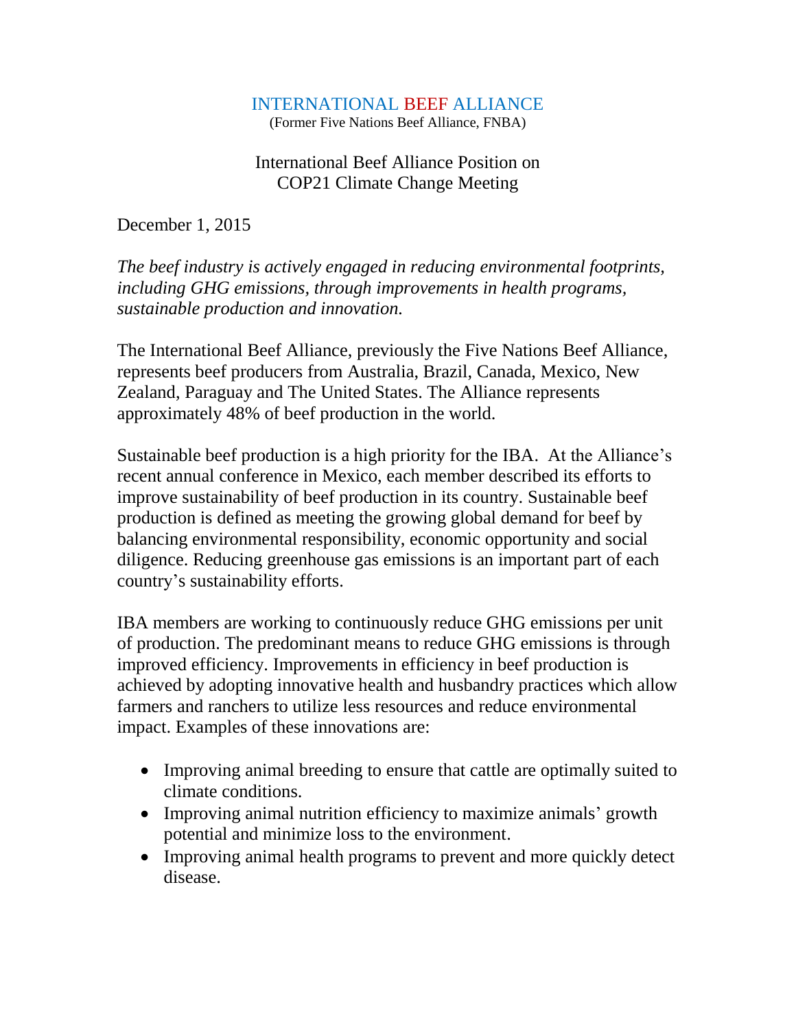# INTERNATIONAL BEEF ALLIANCE

(Former Five Nations Beef Alliance, FNBA)

## International Beef Alliance Position on COP21 Climate Change Meeting

December 1, 2015

*The beef industry is actively engaged in reducing environmental footprints, including GHG emissions, through improvements in health programs, sustainable production and innovation.*

The International Beef Alliance, previously the Five Nations Beef Alliance, represents beef producers from Australia, Brazil, Canada, Mexico, New Zealand, Paraguay and The United States. The Alliance represents approximately 48% of beef production in the world.

Sustainable beef production is a high priority for the IBA. At the Alliance's recent annual conference in Mexico, each member described its efforts to improve sustainability of beef production in its country. Sustainable beef production is defined as meeting the growing global demand for beef by balancing environmental responsibility, economic opportunity and social diligence. Reducing greenhouse gas emissions is an important part of each country's sustainability efforts.

IBA members are working to continuously reduce GHG emissions per unit of production. The predominant means to reduce GHG emissions is through improved efficiency. Improvements in efficiency in beef production is achieved by adopting innovative health and husbandry practices which allow farmers and ranchers to utilize less resources and reduce environmental impact. Examples of these innovations are:

- Improving animal breeding to ensure that cattle are optimally suited to climate conditions.
- Improving animal nutrition efficiency to maximize animals' growth potential and minimize loss to the environment.
- Improving animal health programs to prevent and more quickly detect disease.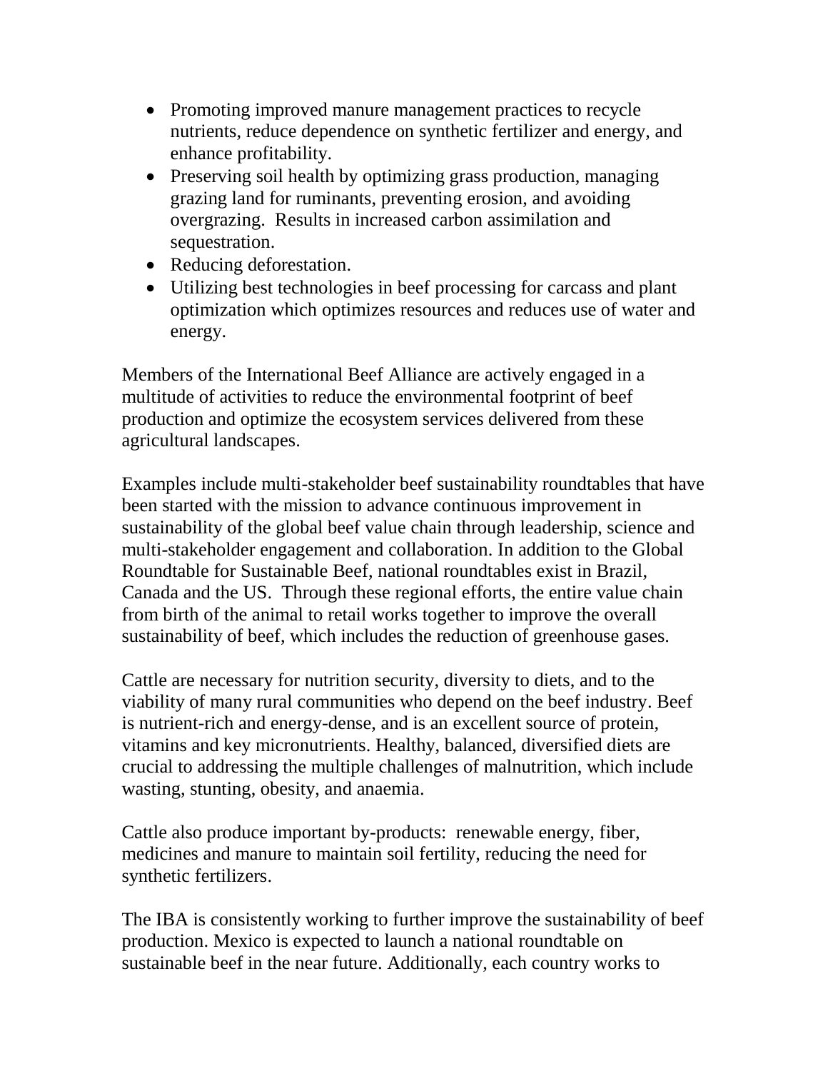- Promoting improved manure management practices to recycle nutrients, reduce dependence on synthetic fertilizer and energy, and enhance profitability.
- Preserving soil health by optimizing grass production, managing grazing land for ruminants, preventing erosion, and avoiding overgrazing. Results in increased carbon assimilation and sequestration.
- Reducing deforestation.
- Utilizing best technologies in beef processing for carcass and plant optimization which optimizes resources and reduces use of water and energy.

Members of the International Beef Alliance are actively engaged in a multitude of activities to reduce the environmental footprint of beef production and optimize the ecosystem services delivered from these agricultural landscapes.

Examples include multi-stakeholder beef sustainability roundtables that have been started with the mission to advance continuous improvement in sustainability of the global beef value chain through leadership, science and multi-stakeholder engagement and collaboration. In addition to the Global Roundtable for Sustainable Beef, national roundtables exist in Brazil, Canada and the US. Through these regional efforts, the entire value chain from birth of the animal to retail works together to improve the overall sustainability of beef, which includes the reduction of greenhouse gases.

Cattle are necessary for nutrition security, diversity to diets, and to the viability of many rural communities who depend on the beef industry. Beef is nutrient-rich and energy-dense, and is an excellent source of protein, vitamins and key micronutrients. Healthy, balanced, diversified diets are crucial to addressing the multiple challenges of malnutrition, which include wasting, stunting, obesity, and anaemia.

Cattle also produce important by-products: renewable energy, fiber, medicines and manure to maintain soil fertility, reducing the need for synthetic fertilizers.

The IBA is consistently working to further improve the sustainability of beef production. Mexico is expected to launch a national roundtable on sustainable beef in the near future. Additionally, each country works to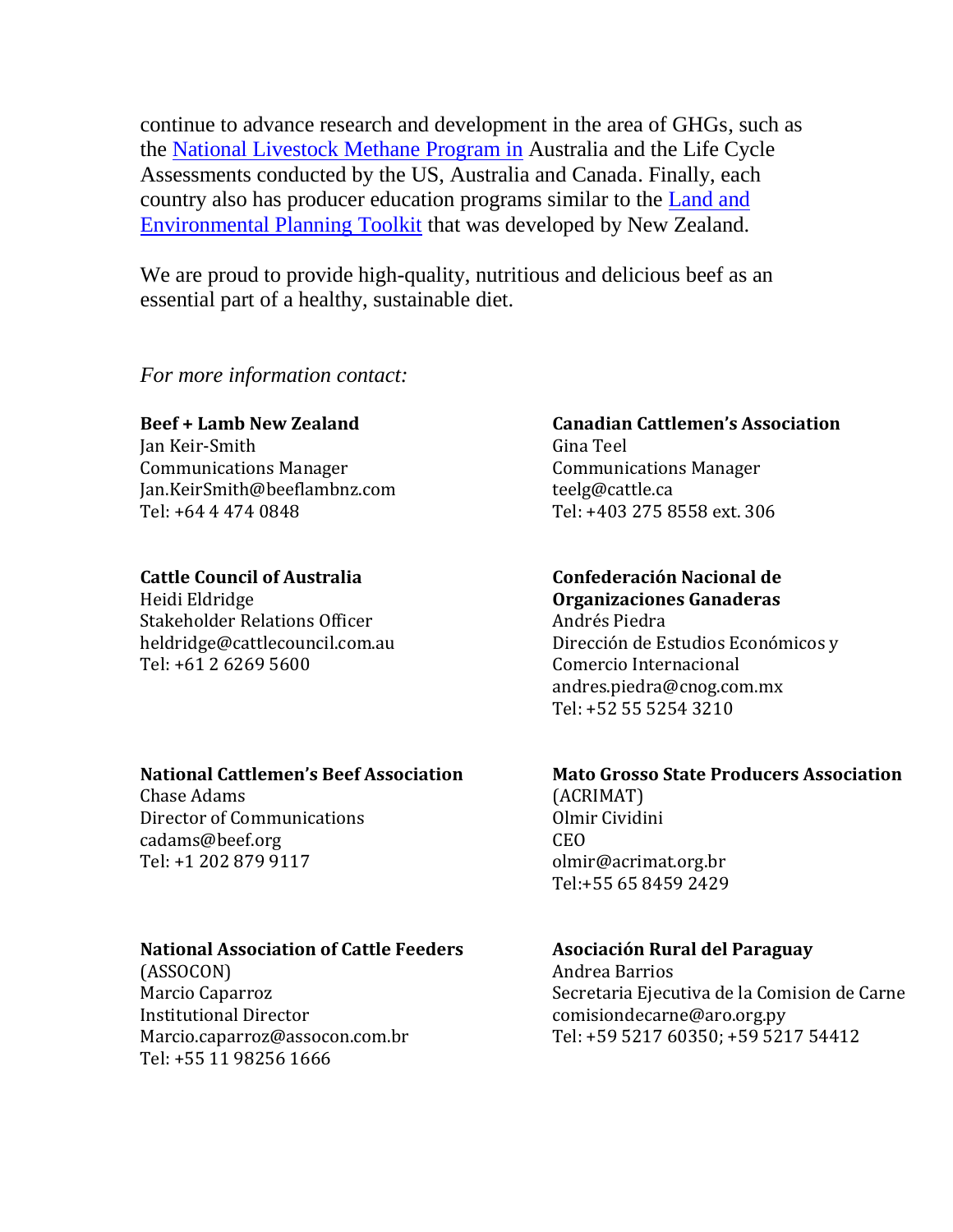continue to advance research and development in the area of GHGs, such as the National Livestock Methane Program in Australia and the Life Cycle Assessments conducted by the US, Australia and Canada. Finally, each country also has producer education programs similar to the Land and Environmental Planning Toolkit that was developed by New Zealand.

We are proud to provide high-quality, nutritious and delicious beef as an essential part of a healthy, sustainable diet.

*For more information contact:*

**Beef + Lamb New Zealand**
Jan Keir-Smith
Communications Manager
Jan.KeirSmith@beeflambnz.com
Tel: +64 4 474 0848

**Canadian Cattlemen's Association**
Gina Teel
Communications Manager
teelg@cattle.ca
Tel: +403 275 8558 ext. 306

**Cattle Council of Australia**
Heidi Eldridge
Stakeholder Relations Officer
heldridge@cattlecouncil.com.au
Tel: +61 2 6269 5600

**Confederación Nacional de Organizaciones Ganaderas**
Andrés Piedra
Dirección de Estudios Económicos y Comercio Internacional
andres.piedra@cnog.com.mx
Tel: +52 55 5254 3210

**National Cattlemen's Beef Association**
Chase Adams
Director of Communications
cadams@beef.org
Tel: +1 202 879 9117

**Mato Grosso State Producers Association** (ACRIMAT)
Olmir Cividini
CEO
olmir@acrimat.org.br
Tel:+55 65 8459 2429

**National Association of Cattle Feeders** (ASSOCON)
Marcio Caparroz
Institutional Director
Marcio.caparroz@assocon.com.br
Tel: +55 11 98256 1666

**Asociación Rural del Paraguay**
Andrea Barrios
Secretaria Ejecutiva de la Comision de Carne
comisiondecarne@aro.org.py
Tel: +59 5217 60350; +59 5217 54412